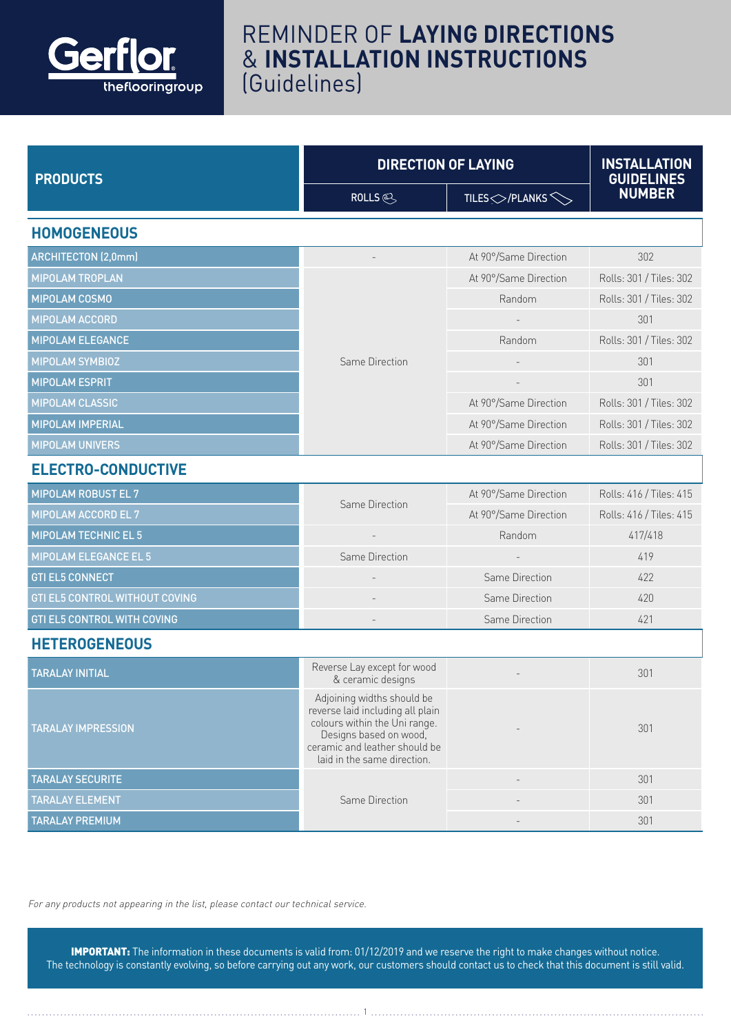# REMINDER OF **LAYING DIRECTIONS** & **INSTALLATION INSTRUCTIONS** (Guidelines)

| PRODUCTS | DIRECTION OF LAYING | | INSTALLATION GUIDELINES NUMBER |
|---|---|---|---|
| | ROLLS | TILES/PLANKS | |
| **HOMOGENEOUS** | | | |
| ARCHITECTON (2,0mm) | - | At 90°/Same Direction | 302 |
| MIPOLAM TROPLAN | Same Direction | At 90°/Same Direction | Rolls: 301 / Tiles: 302 |
| MIPOLAM COSMO | Same Direction | Random | Rolls: 301 / Tiles: 302 |
| MIPOLAM ACCORD | Same Direction | - | 301 |
| MIPOLAM ELEGANCE | Same Direction | Random | Rolls: 301 / Tiles: 302 |
| MIPOLAM SYMBIOZ | Same Direction | - | 301 |
| MIPOLAM ESPRIT | Same Direction | - | 301 |
| MIPOLAM CLASSIC | Same Direction | At 90°/Same Direction | Rolls: 301 / Tiles: 302 |
| MIPOLAM IMPERIAL | Same Direction | At 90°/Same Direction | Rolls: 301 / Tiles: 302 |
| MIPOLAM UNIVERS | Same Direction | At 90°/Same Direction | Rolls: 301 / Tiles: 302 |
| **ELECTRO-CONDUCTIVE** | | | |
| MIPOLAM ROBUST EL 7 | Same Direction | At 90°/Same Direction | Rolls: 416 / Tiles: 415 |
| MIPOLAM ACCORD EL 7 | Same Direction | At 90°/Same Direction | Rolls: 416 / Tiles: 415 |
| MIPOLAM TECHNIC EL 5 | - | Random | 417/418 |
| MIPOLAM ELEGANCE EL 5 | Same Direction | - | 419 |
| GTI EL5 CONNECT | - | Same Direction | 422 |
| GTI EL5 CONTROL WITHOUT COVING | - | Same Direction | 420 |
| GTI EL5 CONTROL WITH COVING | - | Same Direction | 421 |
| **HETEROGENEOUS** | | | |
| TARALAY INITIAL | Reverse Lay except for wood & ceramic designs | - | 301 |
| TARALAY IMPRESSION | Adjoining widths should be reverse laid including all plain colours within the Uni range. Designs based on wood, ceramic and leather should be laid in the same direction. | - | 301 |
| TARALAY SECURITE | Same Direction | - | 301 |
| TARALAY ELEMENT | Same Direction | - | 301 |
| TARALAY PREMIUM | Same Direction | - | 301 |

*For any products not appearing in the list, please contact our technical service.*

**IMPORTANT:** The information in these documents is valid from: 01/12/2019 and we reserve the right to make changes without notice. The technology is constantly evolving, so before carrying out any work, our customers should contact us to check that this document is still valid.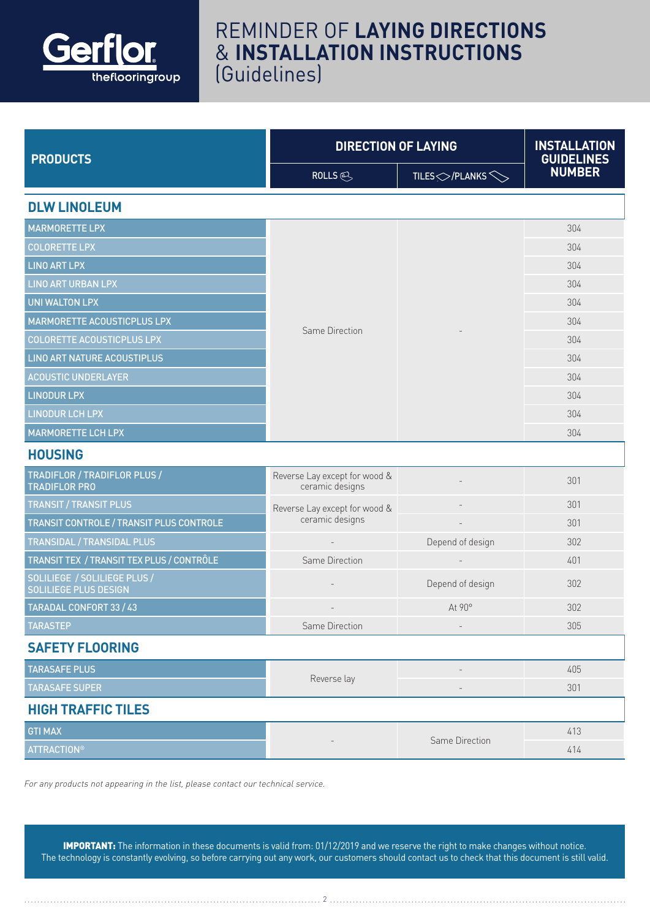# REMINDER OF **LAYING DIRECTIONS** & **INSTALLATION INSTRUCTIONS** (Guidelines)

| PRODUCTS | DIRECTION OF LAYING | | INSTALLATION GUIDELINES NUMBER |
|---|---|---|---|
| | ROLLS | TILES/PLANKS | |
| **DLW LINOLEUM** | | | |
| MARMORETTE LPX | Same Direction | - | 304 |
| COLORETTE LPX | Same Direction | - | 304 |
| LINO ART LPX | Same Direction | - | 304 |
| LINO ART URBAN LPX | Same Direction | - | 304 |
| UNI WALTON LPX | Same Direction | - | 304 |
| MARMORETTE ACOUSTICPLUS LPX | Same Direction | - | 304 |
| COLORETTE ACOUSTICPLUS LPX | Same Direction | - | 304 |
| LINO ART NATURE ACOUSTIPLUS | Same Direction | - | 304 |
| ACOUSTIC UNDERLAYER | Same Direction | - | 304 |
| LINODUR LPX | Same Direction | - | 304 |
| LINODUR LCH LPX | Same Direction | - | 304 |
| MARMORETTE LCH LPX | Same Direction | - | 304 |
| **HOUSING** | | | |
| TRADIFLOR / TRADIFLOR PLUS / TRADIFLOR PRO | Reverse Lay except for wood & ceramic designs | - | 301 |
| TRANSIT / TRANSIT PLUS | Reverse Lay except for wood & ceramic designs | - | 301 |
| TRANSIT CONTROLE / TRANSIT PLUS CONTROLE | Reverse Lay except for wood & ceramic designs | - | 301 |
| TRANSIDAL / TRANSIDAL PLUS | - | Depend of design | 302 |
| TRANSIT TEX / TRANSIT TEX PLUS / CONTRÔLE | Same Direction | - | 401 |
| SOLILIEGE / SOLILIEGE PLUS / SOLILIEGE PLUS DESIGN | - | Depend of design | 302 |
| TARADAL CONFORT 33 / 43 | - | At 90° | 302 |
| TARASTEP | Same Direction | - | 305 |
| **SAFETY FLOORING** | | | |
| TARASAFE PLUS | Reverse lay | - | 405 |
| TARASAFE SUPER | Reverse lay | - | 301 |
| **HIGH TRAFFIC TILES** | | | |
| GTI MAX | - | Same Direction | 413 |
| ATTRACTION® | - | Same Direction | 414 |

*For any products not appearing in the list, please contact our technical service.*

**IMPORTANT:** The information in these documents is valid from: 01/12/2019 and we reserve the right to make changes without notice. The technology is constantly evolving, so before carrying out any work, our customers should contact us to check that this document is still valid.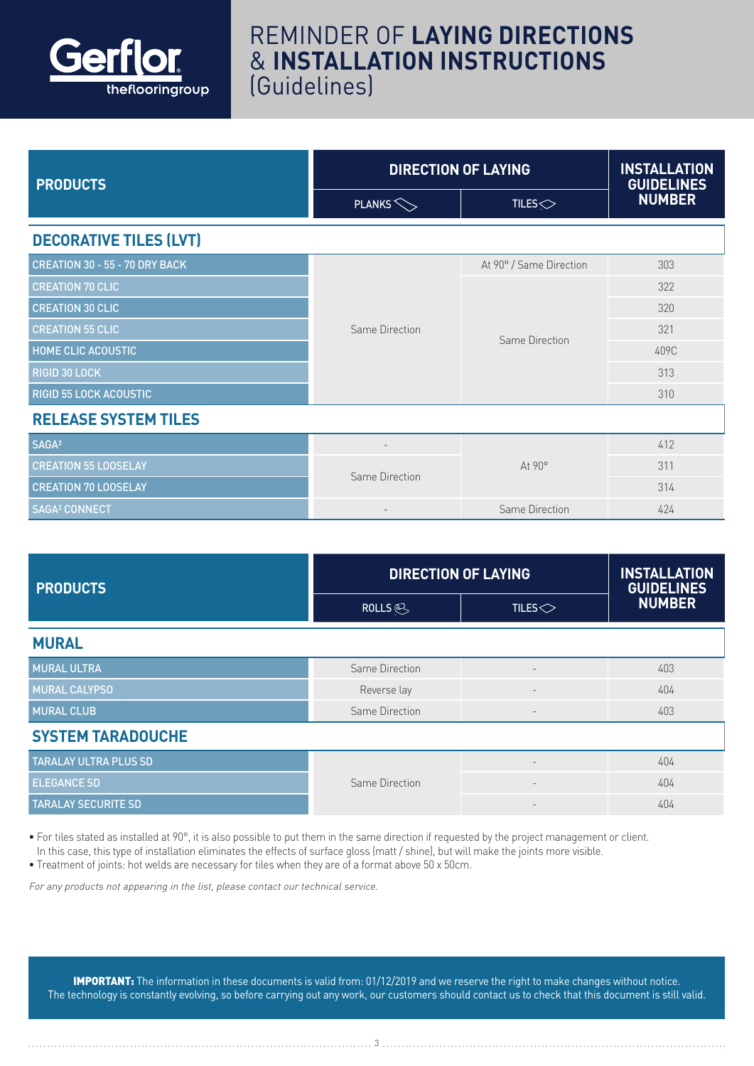# REMINDER OF **LAYING DIRECTIONS** & **INSTALLATION INSTRUCTIONS** (Guidelines)

| PRODUCTS | DIRECTION OF LAYING | | INSTALLATION GUIDELINES NUMBER |
|---|---|---|---|
| | PLANKS | TILES | |
| **DECORATIVE TILES (LVT)** | | | |
| CREATION 30 - 55 - 70 DRY BACK | Same Direction | At 90° / Same Direction | 303 |
| CREATION 70 CLIC | Same Direction | Same Direction | 322 |
| CREATION 30 CLIC | Same Direction | Same Direction | 320 |
| CREATION 55 CLIC | Same Direction | Same Direction | 321 |
| HOME CLIC ACOUSTIC | Same Direction | Same Direction | 409C |
| RIGID 30 LOCK | Same Direction | Same Direction | 313 |
| RIGID 55 LOCK ACOUSTIC | Same Direction | Same Direction | 310 |
| **RELEASE SYSTEM TILES** | | | |
| SAGA² | - | At 90° | 412 |
| CREATION 55 LOOSELAY | Same Direction | At 90° | 311 |
| CREATION 70 LOOSELAY | Same Direction | At 90° | 314 |
| SAGA² CONNECT | - | Same Direction | 424 |

| PRODUCTS | DIRECTION OF LAYING | | INSTALLATION GUIDELINES NUMBER |
|---|---|---|---|
| | ROLLS | TILES | |
| **MURAL** | | | |
| MURAL ULTRA | Same Direction | - | 403 |
| MURAL CALYPSO | Reverse lay | - | 404 |
| MURAL CLUB | Same Direction | - | 403 |
| **SYSTEM TARADOUCHE** | | | |
| TARALAY ULTRA PLUS SD | Same Direction | - | 404 |
| ELEGANCE SD | Same Direction | - | 404 |
| TARALAY SECURITE SD | Same Direction | - | 404 |

- For tiles stated as installed at 90°, it is also possible to put them in the same direction if requested by the project management or client. In this case, this type of installation eliminates the effects of surface gloss (matt / shine), but will make the joints more visible.
- Treatment of joints: hot welds are necessary for tiles when they are of a format above 50 x 50cm.

*For any products not appearing in the list, please contact our technical service.*

**IMPORTANT:** The information in these documents is valid from: 01/12/2019 and we reserve the right to make changes without notice. The technology is constantly evolving, so before carrying out any work, our customers should contact us to check that this document is still valid.